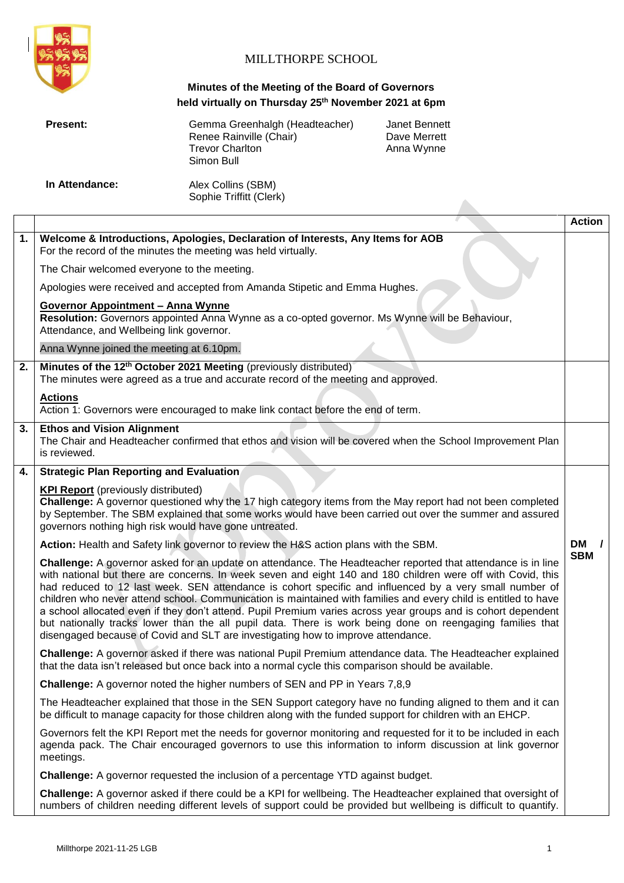MILLTHORPE SCHOOL

**Minutes of the Meeting of the Board of Governors held virtually on Thursday 25th November 2021 at 6pm**

| | | |
|---|---|---|
| **Present:** | Gemma Greenhalgh (Headteacher) | Janet Bennett |
| | Renee Rainville (Chair) | Dave Merrett |
| | Trevor Charlton | Anna Wynne |
| | Simon Bull | |
| **In Attendance:** | Alex Collins (SBM) | |
| | Sophie Triffitt (Clerk) | |

| | | Action |
|---|---|---|
| **1.** | **Welcome & Introductions, Apologies, Declaration of Interests, Any Items for AOB**<br>For the record of the minutes the meeting was held virtually.<br><br>The Chair welcomed everyone to the meeting.<br><br>Apologies were received and accepted from Amanda Stipetic and Emma Hughes.<br><br>**Governor Appointment – Anna Wynne**<br>**Resolution:** Governors appointed Anna Wynne as a co-opted governor. Ms Wynne will be Behaviour, Attendance, and Wellbeing link governor.<br><br>Anna Wynne joined the meeting at 6.10pm. | |
| **2.** | **Minutes of the 12th October 2021 Meeting** (previously distributed)<br>The minutes were agreed as a true and accurate record of the meeting and approved.<br><br>**Actions**<br>Action 1: Governors were encouraged to make link contact before the end of term. | |
| **3.** | **Ethos and Vision Alignment**<br>The Chair and Headteacher confirmed that ethos and vision will be covered when the School Improvement Plan is reviewed. | |
| **4.** | **Strategic Plan Reporting and Evaluation**<br><br>**KPI Report** (previously distributed)<br>**Challenge:** A governor questioned why the 17 high category items from the May report had not been completed by September. The SBM explained that some works would have been carried out over the summer and assured governors nothing high risk would have gone untreated.<br><br>**Action:** Health and Safety link governor to review the H&S action plans with the SBM.<br><br>**Challenge:** A governor asked for an update on attendance. The Headteacher reported that attendance is in line with national but there are concerns. In week seven and eight 140 and 180 children were off with Covid, this had reduced to 12 last week. SEN attendance is cohort specific and influenced by a very small number of children who never attend school. Communication is maintained with families and every child is entitled to have a school allocated even if they don't attend. Pupil Premium varies across year groups and is cohort dependent but nationally tracks lower than the all pupil data. There is work being done on reengaging families that disengaged because of Covid and SLT are investigating how to improve attendance.<br><br>**Challenge:** A governor asked if there was national Pupil Premium attendance data. The Headteacher explained that the data isn't released but once back into a normal cycle this comparison should be available.<br><br>**Challenge:** A governor noted the higher numbers of SEN and PP in Years 7,8,9<br><br>The Headteacher explained that those in the SEN Support category have no funding aligned to them and it can be difficult to manage capacity for those children along with the funded support for children with an EHCP.<br><br>Governors felt the KPI Report met the needs for governor monitoring and requested for it to be included in each agenda pack. The Chair encouraged governors to use this information to inform discussion at link governor meetings.<br><br>**Challenge:** A governor requested the inclusion of a percentage YTD against budget.<br><br>**Challenge:** A governor asked if there could be a KPI for wellbeing. The Headteacher explained that oversight of numbers of children needing different levels of support could be provided but wellbeing is difficult to quantify. | **DM / SBM** |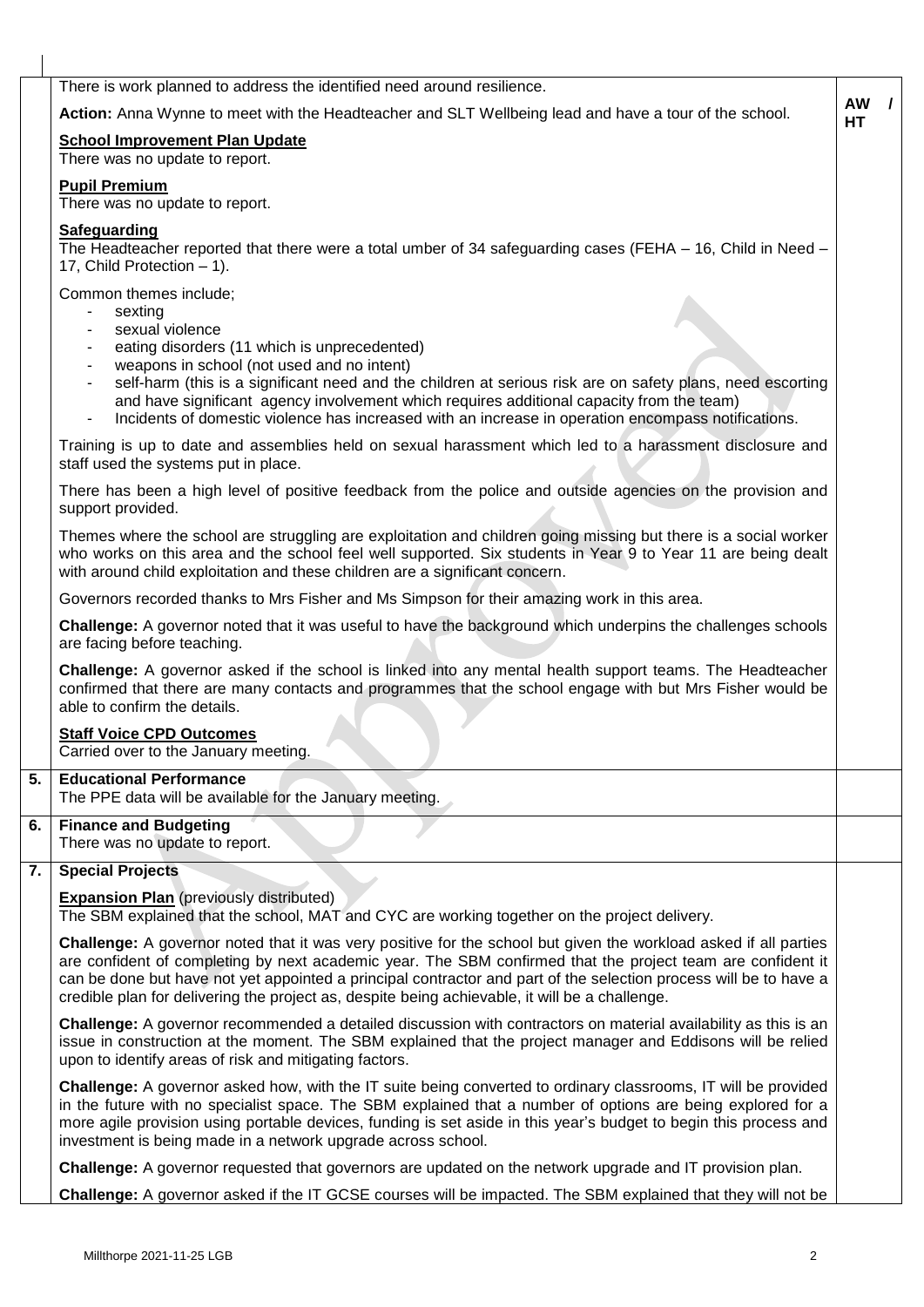There is work planned to address the identified need around resilience.

**Action:** Anna Wynne to meet with the Headteacher and SLT Wellbeing lead and have a tour of the school. **AW / HT**

**School Improvement Plan Update**
There was no update to report.

**Pupil Premium**
There was no update to report.

**Safeguarding**
The Headteacher reported that there were a total umber of 34 safeguarding cases (FEHA – 16, Child in Need – 17, Child Protection – 1).

Common themes include;

- sexting
- sexual violence
- eating disorders (11 which is unprecedented)
- weapons in school (not used and no intent)
- self-harm (this is a significant need and the children at serious risk are on safety plans, need escorting and have significant agency involvement which requires additional capacity from the team)
- Incidents of domestic violence has increased with an increase in operation encompass notifications.

Training is up to date and assemblies held on sexual harassment which led to a harassment disclosure and staff used the systems put in place.

There has been a high level of positive feedback from the police and outside agencies on the provision and support provided.

Themes where the school are struggling are exploitation and children going missing but there is a social worker who works on this area and the school feel well supported. Six students in Year 9 to Year 11 are being dealt with around child exploitation and these children are a significant concern.

Governors recorded thanks to Mrs Fisher and Ms Simpson for their amazing work in this area.

**Challenge:** A governor noted that it was useful to have the background which underpins the challenges schools are facing before teaching.

**Challenge:** A governor asked if the school is linked into any mental health support teams. The Headteacher confirmed that there are many contacts and programmes that the school engage with but Mrs Fisher would be able to confirm the details.

**Staff Voice CPD Outcomes**
Carried over to the January meeting.

## 5. Educational Performance

The PPE data will be available for the January meeting.

## 6. Finance and Budgeting

There was no update to report.

## 7. Special Projects

**Expansion Plan** (previously distributed)
The SBM explained that the school, MAT and CYC are working together on the project delivery.

**Challenge:** A governor noted that it was very positive for the school but given the workload asked if all parties are confident of completing by next academic year. The SBM confirmed that the project team are confident it can be done but have not yet appointed a principal contractor and part of the selection process will be to have a credible plan for delivering the project as, despite being achievable, it will be a challenge.

**Challenge:** A governor recommended a detailed discussion with contractors on material availability as this is an issue in construction at the moment. The SBM explained that the project manager and Eddisons will be relied upon to identify areas of risk and mitigating factors.

**Challenge:** A governor asked how, with the IT suite being converted to ordinary classrooms, IT will be provided in the future with no specialist space. The SBM explained that a number of options are being explored for a more agile provision using portable devices, funding is set aside in this year's budget to begin this process and investment is being made in a network upgrade across school.

**Challenge:** A governor requested that governors are updated on the network upgrade and IT provision plan.

**Challenge:** A governor asked if the IT GCSE courses will be impacted. The SBM explained that they will not be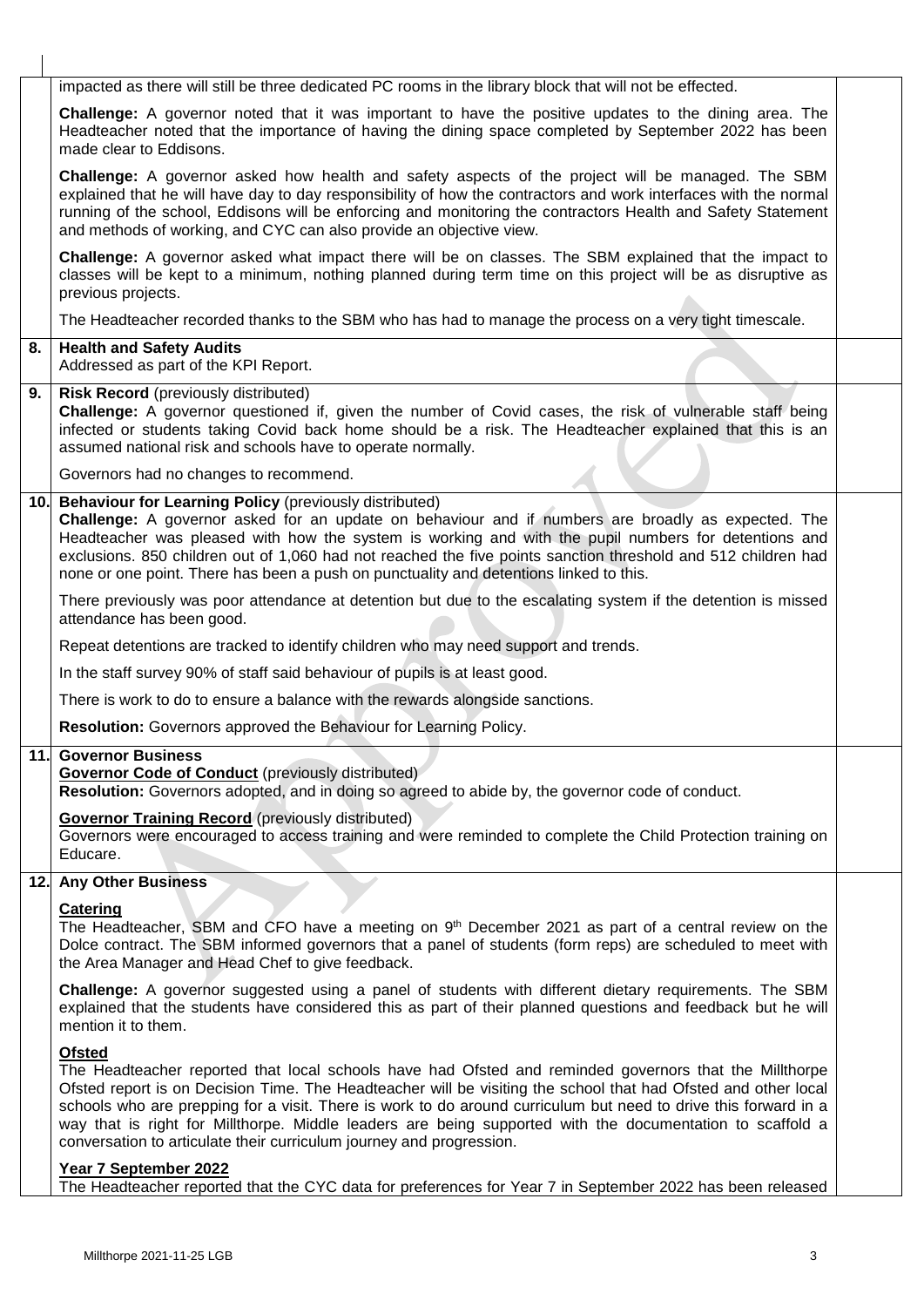| | | |
|---|---|---|
| | impacted as there will still be three dedicated PC rooms in the library block that will not be effected.<br><br>**Challenge:** A governor noted that it was important to have the positive updates to the dining area. The Headteacher noted that the importance of having the dining space completed by September 2022 has been made clear to Eddisons.<br><br>**Challenge:** A governor asked how health and safety aspects of the project will be managed. The SBM explained that he will have day to day responsibility of how the contractors and work interfaces with the normal running of the school, Eddisons will be enforcing and monitoring the contractors Health and Safety Statement and methods of working, and CYC can also provide an objective view.<br><br>**Challenge:** A governor asked what impact there will be on classes. The SBM explained that the impact to classes will be kept to a minimum, nothing planned during term time on this project will be as disruptive as previous projects.<br><br>The Headteacher recorded thanks to the SBM who has had to manage the process on a very tight timescale. | |
| **8.** | **Health and Safety Audits**<br>Addressed as part of the KPI Report. | |
| **9.** | **Risk Record** (previously distributed)<br>**Challenge:** A governor questioned if, given the number of Covid cases, the risk of vulnerable staff being infected or students taking Covid back home should be a risk. The Headteacher explained that this is an assumed national risk and schools have to operate normally.<br><br>Governors had no changes to recommend. | |
| **10.** | **Behaviour for Learning Policy** (previously distributed)<br>**Challenge:** A governor asked for an update on behaviour and if numbers are broadly as expected. The Headteacher was pleased with how the system is working and with the pupil numbers for detentions and exclusions. 850 children out of 1,060 had not reached the five points sanction threshold and 512 children had none or one point. There has been a push on punctuality and detentions linked to this.<br><br>There previously was poor attendance at detention but due to the escalating system if the detention is missed attendance has been good.<br><br>Repeat detentions are tracked to identify children who may need support and trends.<br><br>In the staff survey 90% of staff said behaviour of pupils is at least good.<br><br>There is work to do to ensure a balance with the rewards alongside sanctions.<br><br>**Resolution:** Governors approved the Behaviour for Learning Policy. | |
| **11.** | **Governor Business**<br>**Governor Code of Conduct** (previously distributed)<br>**Resolution:** Governors adopted, and in doing so agreed to abide by, the governor code of conduct.<br><br>**Governor Training Record** (previously distributed)<br>Governors were encouraged to access training and were reminded to complete the Child Protection training on Educare. | |
| **12.** | **Any Other Business**<br><br>**Catering**<br>The Headteacher, SBM and CFO have a meeting on 9th December 2021 as part of a central review on the Dolce contract. The SBM informed governors that a panel of students (form reps) are scheduled to meet with the Area Manager and Head Chef to give feedback.<br><br>**Challenge:** A governor suggested using a panel of students with different dietary requirements. The SBM explained that the students have considered this as part of their planned questions and feedback but he will mention it to them.<br><br>**Ofsted**<br>The Headteacher reported that local schools have had Ofsted and reminded governors that the Millthorpe Ofsted report is on Decision Time. The Headteacher will be visiting the school that had Ofsted and other local schools who are prepping for a visit. There is work to do around curriculum but need to drive this forward in a way that is right for Millthorpe. Middle leaders are being supported with the documentation to scaffold a conversation to articulate their curriculum journey and progression.<br><br>**Year 7 September 2022**<br>The Headteacher reported that the CYC data for preferences for Year 7 in September 2022 has been released | |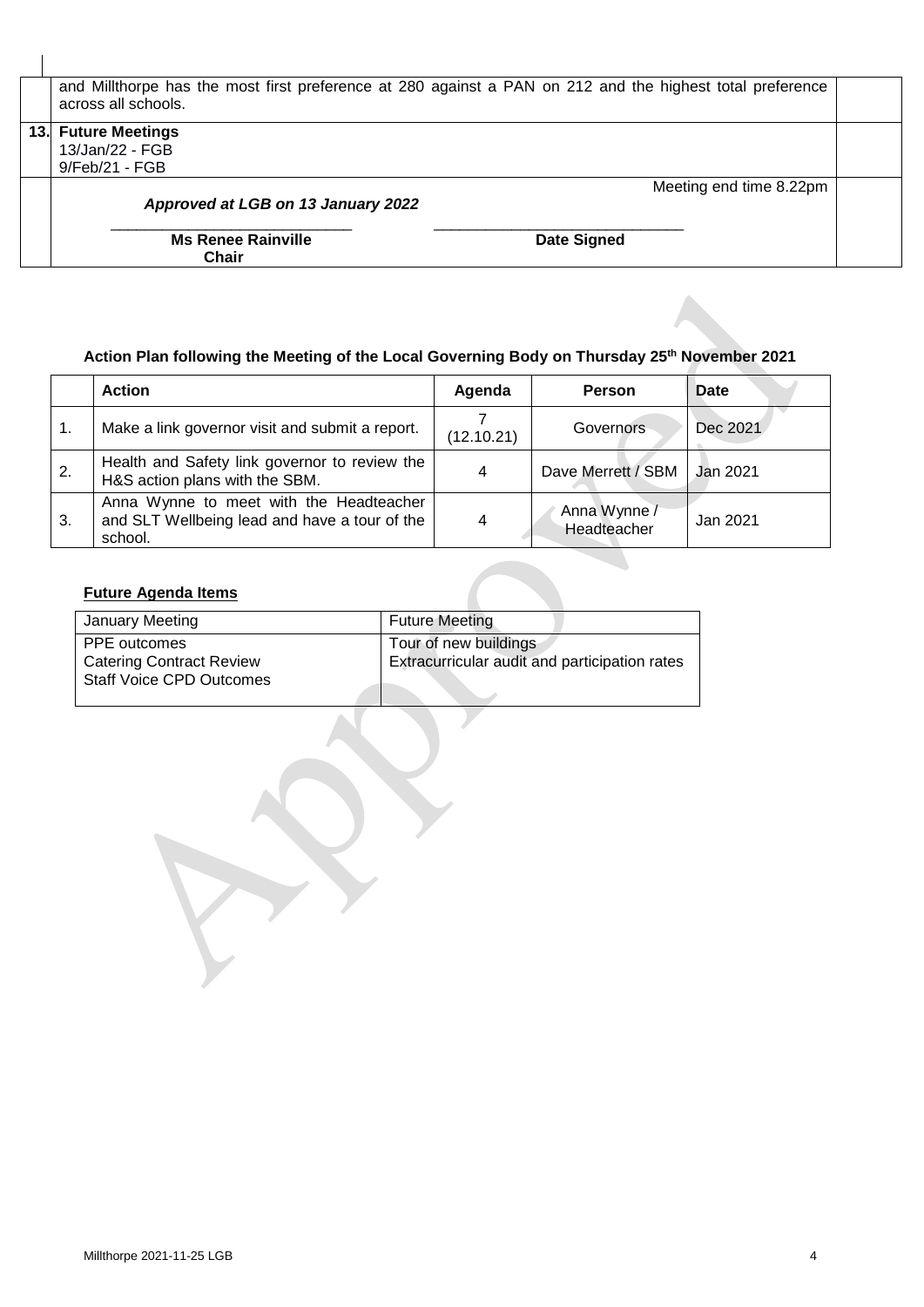| | | |
|---|---|---|
| | and Millthorpe has the most first preference at 280 against a PAN on 212 and the highest total preference across all schools. | |
| **13.** | **Future Meetings**<br>13/Jan/22 - FGB<br>9/Feb/21 - FGB | |
| | Meeting end time 8.22pm<br>***Approved at LGB on 13 January 2022***<br>______________________________ ______________________________<br>**Ms Renee Rainville** **Date Signed**<br>**Chair** | |

**Action Plan following the Meeting of the Local Governing Body on Thursday 25th November 2021**

| | Action | Agenda | Person | Date |
|---|---|---|---|---|
| 1. | Make a link governor visit and submit a report. | 7 (12.10.21) | Governors | Dec 2021 |
| 2. | Health and Safety link governor to review the H&S action plans with the SBM. | 4 | Dave Merrett / SBM | Jan 2021 |
| 3. | Anna Wynne to meet with the Headteacher and SLT Wellbeing lead and have a tour of the school. | 4 | Anna Wynne / Headteacher | Jan 2021 |

**Future Agenda Items**

| January Meeting | Future Meeting |
|---|---|
| PPE outcomes<br>Catering Contract Review<br>Staff Voice CPD Outcomes | Tour of new buildings<br>Extracurricular audit and participation rates |